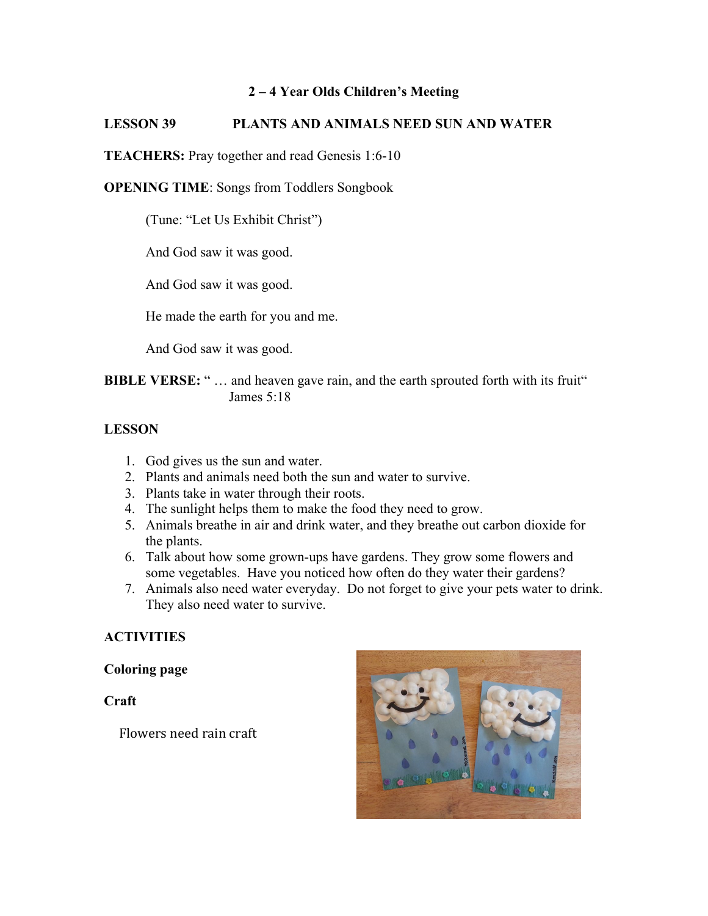**2 – 4 Year Olds Children's Meeting**

**LESSON 39 PLANTS AND ANIMALS NEED SUN AND WATER**

**TEACHERS:** Pray together and read Genesis 1:6-10

**OPENING TIME**: Songs from Toddlers Songbook

(Tune: "Let Us Exhibit Christ")

And God saw it was good.

And God saw it was good.

He made the earth for you and me.

And God saw it was good.

**BIBLE VERSE:** " … and heaven gave rain, and the earth sprouted forth with its fruit" James 5:18

**LESSON**

1. God gives us the sun and water.
2. Plants and animals need both the sun and water to survive.
3. Plants take in water through their roots.
4. The sunlight helps them to make the food they need to grow.
5. Animals breathe in air and drink water, and they breathe out carbon dioxide for the plants.
6. Talk about how some grown-ups have gardens. They grow some flowers and some vegetables. Have you noticed how often do they water their gardens?
7. Animals also need water everyday. Do not forget to give your pets water to drink. They also need water to survive.

**ACTIVITIES**

**Coloring page**

**Craft**

Flowers need rain craft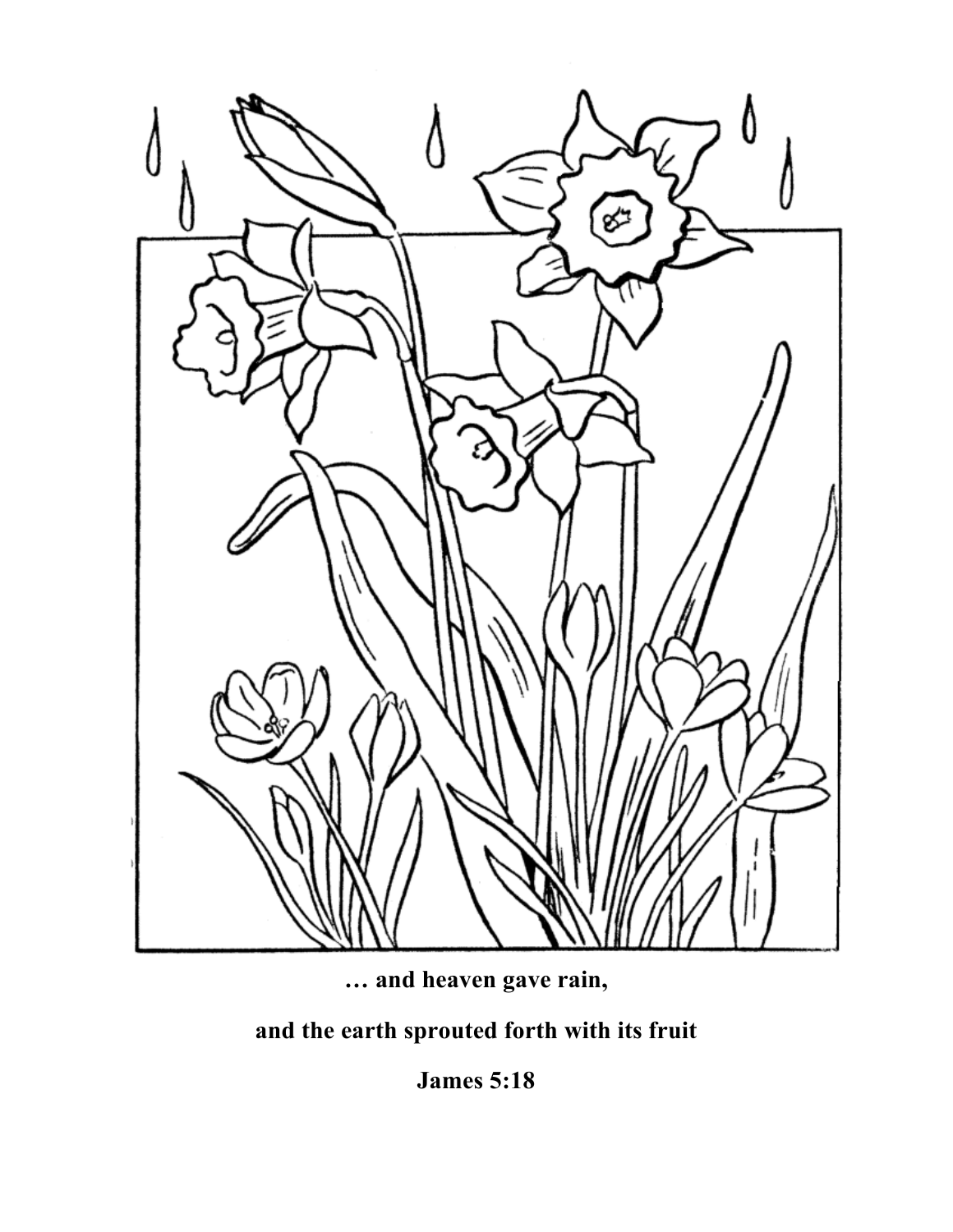**… and heaven gave rain,**

**and the earth sprouted forth with its fruit**

**James 5:18**